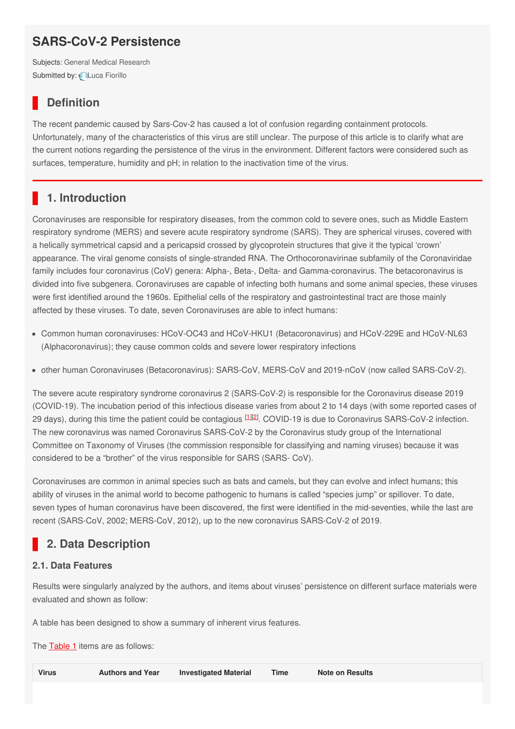# SARS-CoV-2 Persistence

Subjects: General Medical Research
Submitted by: Luca Fiorillo

## Definition

The recent pandemic caused by Sars-Cov-2 has caused a lot of confusion regarding containment protocols. Unfortunately, many of the characteristics of this virus are still unclear. The purpose of this article is to clarify what are the current notions regarding the persistence of the virus in the environment. Different factors were considered such as surfaces, temperature, humidity and pH; in relation to the inactivation time of the virus.

## 1. Introduction

Coronaviruses are responsible for respiratory diseases, from the common cold to severe ones, such as Middle Eastern respiratory syndrome (MERS) and severe acute respiratory syndrome (SARS). They are spherical viruses, covered with a helically symmetrical capsid and a pericapsid crossed by glycoprotein structures that give it the typical 'crown' appearance. The viral genome consists of single-stranded RNA. The Orthocoronavirinae subfamily of the Coronaviridae family includes four coronavirus (CoV) genera: Alpha-, Beta-, Delta- and Gamma-coronavirus. The betacoronavirus is divided into five subgenera. Coronaviruses are capable of infecting both humans and some animal species, these viruses were first identified around the 1960s. Epithelial cells of the respiratory and gastrointestinal tract are those mainly affected by these viruses. To date, seven Coronaviruses are able to infect humans:

- Common human coronaviruses: HCoV-OC43 and HCoV-HKU1 (Betacoronavirus) and HCoV-229E and HCoV-NL63 (Alphacoronavirus); they cause common colds and severe lower respiratory infections
- other human Coronaviruses (Betacoronavirus): SARS-CoV, MERS-CoV and 2019-nCoV (now called SARS-CoV-2).

The severe acute respiratory syndrome coronavirus 2 (SARS-CoV-2) is responsible for the Coronavirus disease 2019 (COVID-19). The incubation period of this infectious disease varies from about 2 to 14 days (with some reported cases of 29 days), during this time the patient could be contagious [1][2]. COVID-19 is due to Coronavirus SARS-CoV-2 infection. The new coronavirus was named Coronavirus SARS-CoV-2 by the Coronavirus study group of the International Committee on Taxonomy of Viruses (the commission responsible for classifying and naming viruses) because it was considered to be a "brother" of the virus responsible for SARS (SARS- CoV).

Coronaviruses are common in animal species such as bats and camels, but they can evolve and infect humans; this ability of viruses in the animal world to become pathogenic to humans is called "species jump" or spillover. To date, seven types of human coronavirus have been discovered, the first were identified in the mid-seventies, while the last are recent (SARS-CoV, 2002; MERS-CoV, 2012), up to the new coronavirus SARS-CoV-2 of 2019.

## 2. Data Description

### 2.1. Data Features

Results were singularly analyzed by the authors, and items about viruses' persistence on different surface materials were evaluated and shown as follow:

A table has been designed to show a summary of inherent virus features.

The Table 1 items are as follows:

| Virus | Authors and Year | Investigated Material | Time | Note on Results |
|---|---|---|---|---|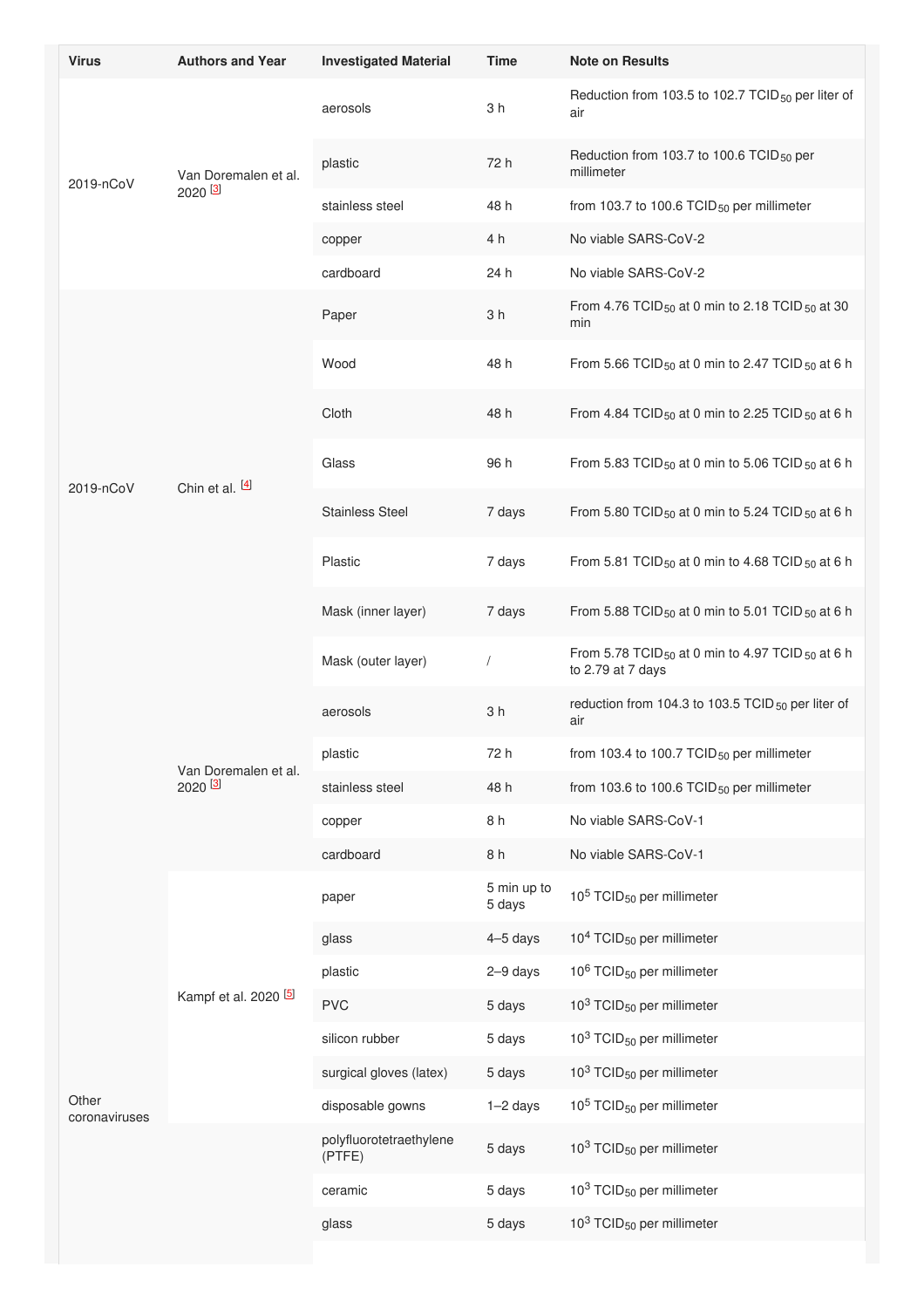| Virus | Authors and Year | Investigated Material | Time | Note on Results |
| --- | --- | --- | --- | --- |
| 2019-nCoV | Van Doremalen et al. 2020 [3] | aerosols | 3 h | Reduction from 103.5 to 102.7 $TCID_{50}$ per liter of air |
| | | plastic | 72 h | Reduction from 103.7 to 100.6 $TCID_{50}$ per millimeter |
| | | stainless steel | 48 h | from 103.7 to 100.6 $TCID_{50}$ per millimeter |
| | | copper | 4 h | No viable SARS-CoV-2 |
| | | cardboard | 24 h | No viable SARS-CoV-2 |
| 2019-nCoV | Chin et al. [4] | Paper | 3 h | From 4.76 $TCID_{50}$ at 0 min to 2.18 $TCID_{50}$ at 30 min |
| | | Wood | 48 h | From 5.66 $TCID_{50}$ at 0 min to 2.47 $TCID_{50}$ at 6 h |
| | | Cloth | 48 h | From 4.84 $TCID_{50}$ at 0 min to 2.25 $TCID_{50}$ at 6 h |
| | | Glass | 96 h | From 5.83 $TCID_{50}$ at 0 min to 5.06 $TCID_{50}$ at 6 h |
| | | Stainless Steel | 7 days | From 5.80 $TCID_{50}$ at 0 min to 5.24 $TCID_{50}$ at 6 h |
| | | Plastic | 7 days | From 5.81 $TCID_{50}$ at 0 min to 4.68 $TCID_{50}$ at 6 h |
| | | Mask (inner layer) | 7 days | From 5.88 $TCID_{50}$ at 0 min to 5.01 $TCID_{50}$ at 6 h |
| | | Mask (outer layer) | / | From 5.78 $TCID_{50}$ at 0 min to 4.97 $TCID_{50}$ at 6 h to 2.79 at 7 days |
| Other coronaviruses | Van Doremalen et al. 2020 [3] | aerosols | 3 h | reduction from 104.3 to 103.5 $TCID_{50}$ per liter of air |
| | | plastic | 72 h | from 103.4 to 100.7 $TCID_{50}$ per millimeter |
| | | stainless steel | 48 h | from 103.6 to 100.6 $TCID_{50}$ per millimeter |
| | | copper | 8 h | No viable SARS-CoV-1 |
| | | cardboard | 8 h | No viable SARS-CoV-1 |
| | Kampf et al. 2020 [5] | paper | 5 min up to 5 days | $10^5$ $TCID_{50}$ per millimeter |
| | | glass | 4–5 days | $10^4$ $TCID_{50}$ per millimeter |
| | | plastic | 2–9 days | $10^6$ $TCID_{50}$ per millimeter |
| | | PVC | 5 days | $10^3$ $TCID_{50}$ per millimeter |
| | | silicon rubber | 5 days | $10^3$ $TCID_{50}$ per millimeter |
| | | surgical gloves (latex) | 5 days | $10^3$ $TCID_{50}$ per millimeter |
| | | disposable gowns | 1–2 days | $10^5$ $TCID_{50}$ per millimeter |
| | | polyfluorotetraethylene (PTFE) | 5 days | $10^3$ $TCID_{50}$ per millimeter |
| | | ceramic | 5 days | $10^3$ $TCID_{50}$ per millimeter |
| | | glass | 5 days | $10^3$ $TCID_{50}$ per millimeter |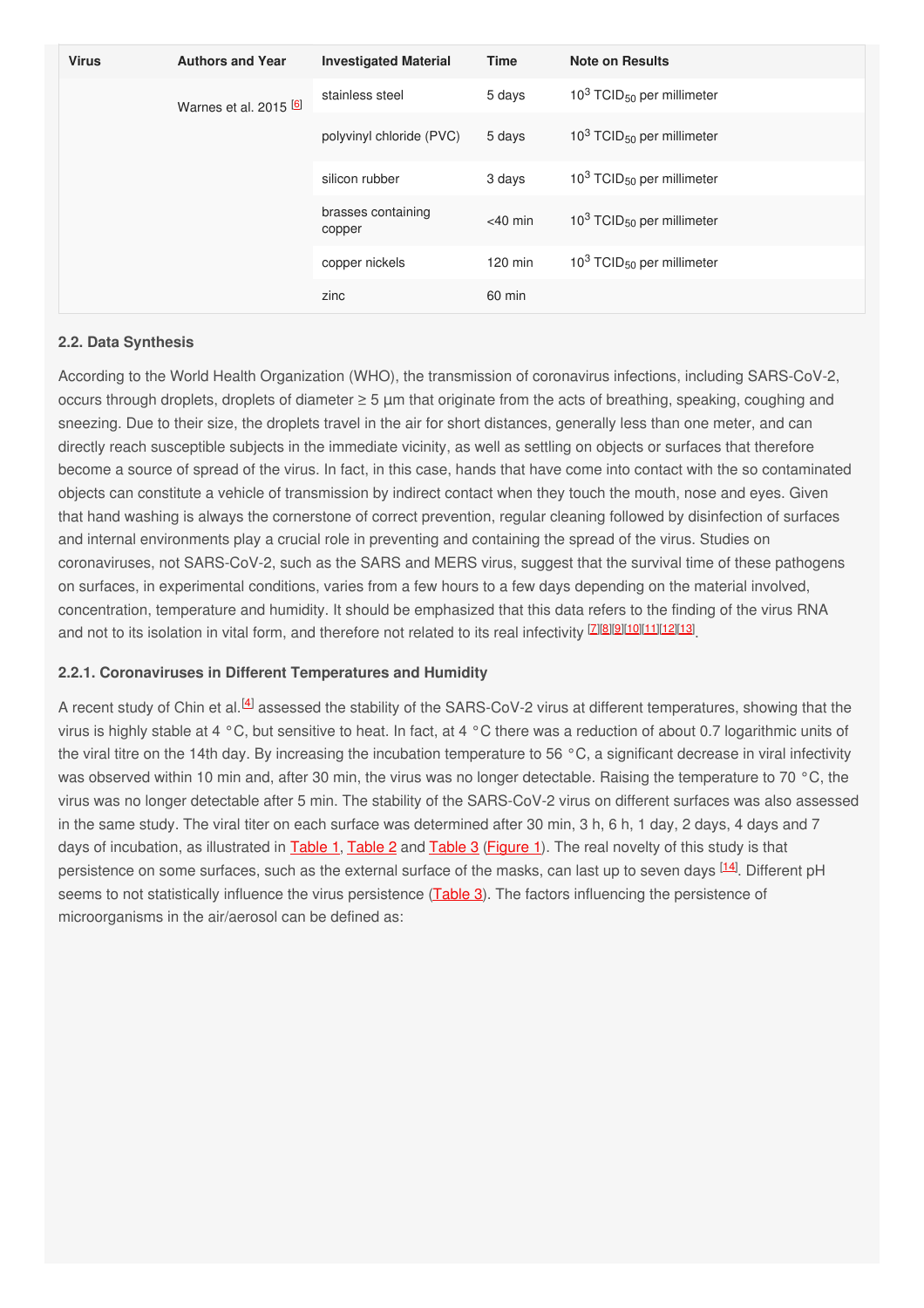| Virus | Authors and Year | Investigated Material | Time | Note on Results |
| --- | --- | --- | --- | --- |
| | Warnes et al. 2015 [6] | stainless steel | 5 days | $10^3$ $TCID_{50}$ per millimeter |
| | | polyvinyl chloride (PVC) | 5 days | $10^3$ $TCID_{50}$ per millimeter |
| | | silicon rubber | 3 days | $10^3$ $TCID_{50}$ per millimeter |
| | | brasses containing copper | <40 min | $10^3$ $TCID_{50}$ per millimeter |
| | | copper nickels | 120 min | $10^3$ $TCID_{50}$ per millimeter |
| | | zinc | 60 min | |

### 2.2. Data Synthesis

According to the World Health Organization (WHO), the transmission of coronavirus infections, including SARS-CoV-2, occurs through droplets, droplets of diameter ≥ 5 μm that originate from the acts of breathing, speaking, coughing and sneezing. Due to their size, the droplets travel in the air for short distances, generally less than one meter, and can directly reach susceptible subjects in the immediate vicinity, as well as settling on objects or surfaces that therefore become a source of spread of the virus. In fact, in this case, hands that have come into contact with the so contaminated objects can constitute a vehicle of transmission by indirect contact when they touch the mouth, nose and eyes. Given that hand washing is always the cornerstone of correct prevention, regular cleaning followed by disinfection of surfaces and internal environments play a crucial role in preventing and containing the spread of the virus. Studies on coronaviruses, not SARS-CoV-2, such as the SARS and MERS virus, suggest that the survival time of these pathogens on surfaces, in experimental conditions, varies from a few hours to a few days depending on the material involved, concentration, temperature and humidity. It should be emphasized that this data refers to the finding of the virus RNA and not to its isolation in vital form, and therefore not related to its real infectivity [7][8][9][10][11][12][13].

#### 2.2.1. Coronaviruses in Different Temperatures and Humidity

A recent study of Chin et al.[4] assessed the stability of the SARS-CoV-2 virus at different temperatures, showing that the virus is highly stable at 4 °C, but sensitive to heat. In fact, at 4 °C there was a reduction of about 0.7 logarithmic units of the viral titre on the 14th day. By increasing the incubation temperature to 56 °C, a significant decrease in viral infectivity was observed within 10 min and, after 30 min, the virus was no longer detectable. Raising the temperature to 70 °C, the virus was no longer detectable after 5 min. The stability of the SARS-CoV-2 virus on different surfaces was also assessed in the same study. The viral titer on each surface was determined after 30 min, 3 h, 6 h, 1 day, 2 days, 4 days and 7 days of incubation, as illustrated in Table 1, Table 2 and Table 3 (Figure 1). The real novelty of this study is that persistence on some surfaces, such as the external surface of the masks, can last up to seven days [14]. Different pH seems to not statistically influence the virus persistence (Table 3). The factors influencing the persistence of microorganisms in the air/aerosol can be defined as: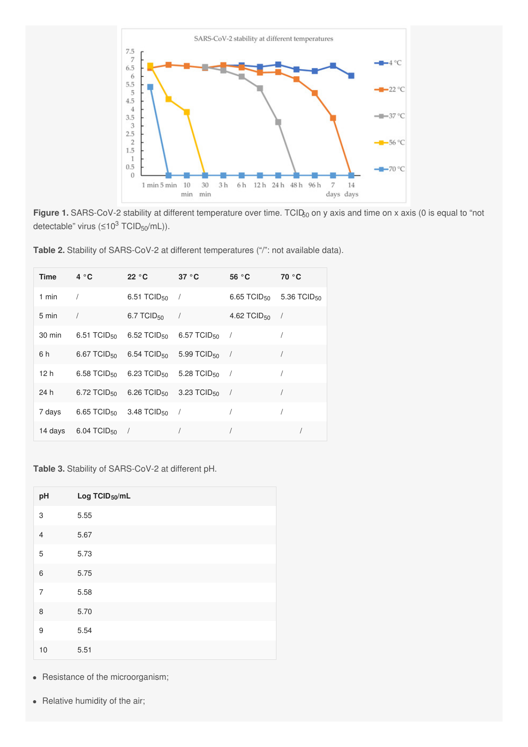**Figure 1.** SARS-CoV-2 stability at different temperature over time. $TCID_{50}$ on y axis and time on x axis (0 is equal to "not detectable" virus ($\leq 10^3$ $TCID_{50}$/mL)).

**Table 2.** Stability of SARS-CoV-2 at different temperatures ("/": not available data).

| Time | 4 °C | 22 °C | 37 °C | 56 °C | 70 °C |
|---|---|---|---|---|---|
| 1 min | / | 6.51 $TCID_{50}$ | / | 6.65 $TCID_{50}$ | 5.36 $TCID_{50}$ |
| 5 min | / | 6.7 $TCID_{50}$ | / | 4.62 $TCID_{50}$ | / |
| 30 min | 6.51 $TCID_{50}$ | 6.52 $TCID_{50}$ | 6.57 $TCID_{50}$ | / | / |
| 6 h | 6.67 $TCID_{50}$ | 6.54 $TCID_{50}$ | 5.99 $TCID_{50}$ | / | / |
| 12 h | 6.58 $TCID_{50}$ | 6.23 $TCID_{50}$ | 5.28 $TCID_{50}$ | / | / |
| 24 h | 6.72 $TCID_{50}$ | 6.26 $TCID_{50}$ | 3.23 $TCID_{50}$ | / | / |
| 7 days | 6.65 $TCID_{50}$ | 3.48 $TCID_{50}$ | / | / | / |
| 14 days | 6.04 $TCID_{50}$ | / | / | / | / |

**Table 3.** Stability of SARS-CoV-2 at different pH.

| pH | Log $TCID_{50}$/mL |
|---|---|
| 3 | 5.55 |
| 4 | 5.67 |
| 5 | 5.73 |
| 6 | 5.75 |
| 7 | 5.58 |
| 8 | 5.70 |
| 9 | 5.54 |
| 10 | 5.51 |

- Resistance of the microorganism;
- Relative humidity of the air;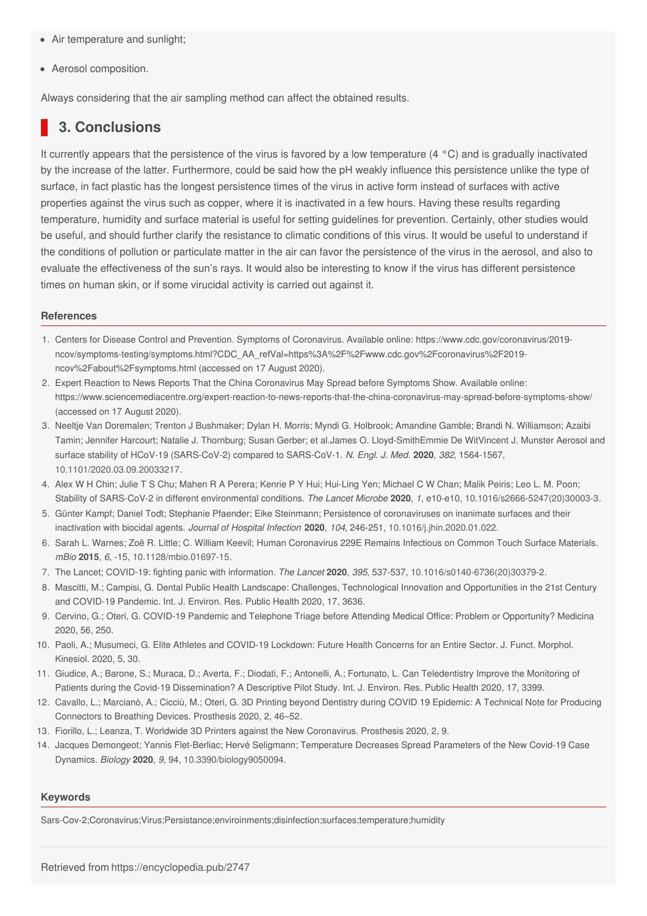- Air temperature and sunlight;
- Aerosol composition.

Always considering that the air sampling method can affect the obtained results.

## 3. Conclusions

It currently appears that the persistence of the virus is favored by a low temperature (4 °C) and is gradually inactivated by the increase of the latter. Furthermore, could be said how the pH weakly influence this persistence unlike the type of surface, in fact plastic has the longest persistence times of the virus in active form instead of surfaces with active properties against the virus such as copper, where it is inactivated in a few hours. Having these results regarding temperature, humidity and surface material is useful for setting guidelines for prevention. Certainly, other studies would be useful, and should further clarify the resistance to climatic conditions of this virus. It would be useful to understand if the conditions of pollution or particulate matter in the air can favor the persistence of the virus in the aerosol, and also to evaluate the effectiveness of the sun's rays. It would also be interesting to know if the virus has different persistence times on human skin, or if some virucidal activity is carried out against it.

### References

1. Centers for Disease Control and Prevention. Symptoms of Coronavirus. Available online: https://www.cdc.gov/coronavirus/2019-ncov/symptoms-testing/symptoms.html?CDC_AA_refVal=https%3A%2F%2Fwww.cdc.gov%2Fcoronavirus%2F2019-ncov%2Fabout%2Fsymptoms.html (accessed on 17 August 2020).
2. Expert Reaction to News Reports That the China Coronavirus May Spread before Symptoms Show. Available online: https://www.sciencemediacentre.org/expert-reaction-to-news-reports-that-the-china-coronavirus-may-spread-before-symptoms-show/ (accessed on 17 August 2020).
3. Neeltje Van Doremalen; Trenton J Bushmaker; Dylan H. Morris; Myndi G. Holbrook; Amandine Gamble; Brandi N. Williamson; Azaibi Tamin; Jennifer Harcourt; Natalie J. Thornburg; Susan Gerber; et al.James O. Lloyd-SmithEmmie De WitVincent J. Munster Aerosol and surface stability of HCoV-19 (SARS-CoV-2) compared to SARS-CoV-1. *N. Engl. J. Med.* **2020**, *382*, 1564-1567, 10.1101/2020.03.09.20033217.
4. Alex W H Chin; Julie T S Chu; Mahen R A Perera; Kenrie P Y Hui; Hui-Ling Yen; Michael C W Chan; Malik Peiris; Leo L. M. Poon; Stability of SARS-CoV-2 in different environmental conditions. *The Lancet Microbe* **2020**, *1*, e10-e10, 10.1016/s2666-5247(20)30003-3.
5. Günter Kampf; Daniel Todt; Stephanie Pfaender; Eike Steinmann; Persistence of coronaviruses on inanimate surfaces and their inactivation with biocidal agents. *Journal of Hospital Infection* **2020**, *104*, 246-251, 10.1016/j.jhin.2020.01.022.
6. Sarah L. Warnes; Zoë R. Little; C. William Keevil; Human Coronavirus 229E Remains Infectious on Common Touch Surface Materials. *mBio* **2015**, *6*, -15, 10.1128/mbio.01697-15.
7. The Lancet; COVID-19: fighting panic with information. *The Lancet* **2020**, *395*, 537-537, 10.1016/s0140-6736(20)30379-2.
8. Mascitti, M.; Campisi, G. Dental Public Health Landscape: Challenges, Technological Innovation and Opportunities in the 21st Century and COVID-19 Pandemic. Int. J. Environ. Res. Public Health 2020, 17, 3636.
9. Cervino, G.; Oteri, G. COVID-19 Pandemic and Telephone Triage before Attending Medical Office: Problem or Opportunity? Medicina 2020, 56, 250.
10. Paoli, A.; Musumeci, G. Elite Athletes and COVID-19 Lockdown: Future Health Concerns for an Entire Sector. J. Funct. Morphol. Kinesiol. 2020, 5, 30.
11. Giudice, A.; Barone, S.; Muraca, D.; Averta, F.; Diodati, F.; Antonelli, A.; Fortunato, L. Can Teledentistry Improve the Monitoring of Patients during the Covid-19 Dissemination? A Descriptive Pilot Study. Int. J. Environ. Res. Public Health 2020, 17, 3399.
12. Cavallo, L.; Marcianò, A.; Cicciù, M.; Oteri, G. 3D Printing beyond Dentistry during COVID 19 Epidemic: A Technical Note for Producing Connectors to Breathing Devices. Prosthesis 2020, 2, 46–52.
13. Fiorillo, L.; Leanza, T. Worldwide 3D Printers against the New Coronavirus. Prosthesis 2020, 2, 9.
14. Jacques Demongeot; Yannis Flet-Berliac; Hervé Seligmann; Temperature Decreases Spread Parameters of the New Covid-19 Case Dynamics. *Biology* **2020**, *9*, 94, 10.3390/biology9050094.

### Keywords

Sars-Cov-2;Coronavirus;Virus;Persistance;enviroinments;disinfection;surfaces;temperature;humidity

Retrieved from https://encyclopedia.pub/2747